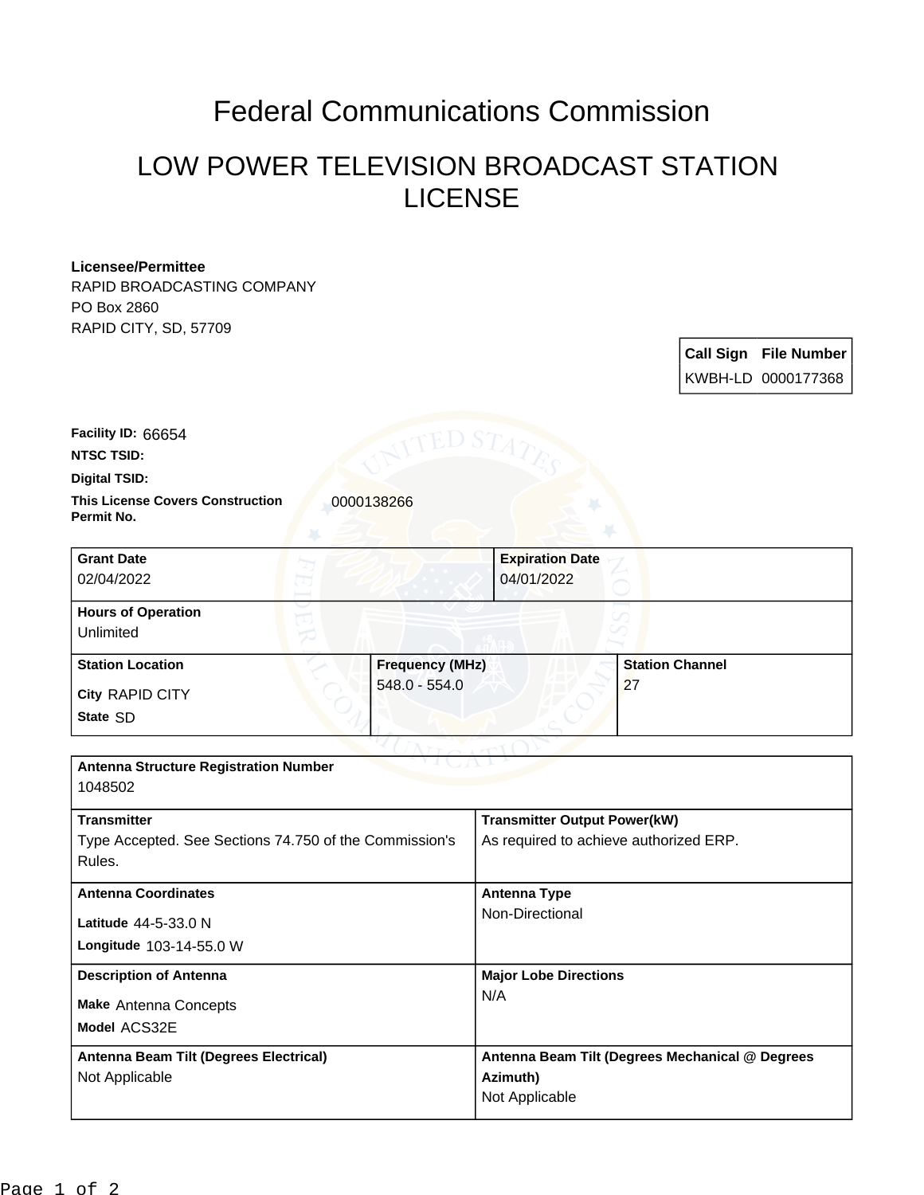# Federal Communications Commission

## LOW POWER TELEVISION BROADCAST STATION LICENSE

**Licensee/Permittee**
RAPID BROADCASTING COMPANY
PO Box 2860
RAPID CITY, SD, 57709

| Call Sign | File Number |
| --- | --- |
| KWBH-LD | 0000177368 |

**Facility ID:** 66654

**NTSC TSID:**

**Digital TSID:**

**This License Covers Construction Permit No.** 0000138266

| Grant Date | Expiration Date |
| --- | --- |
| 02/04/2022 | 04/01/2022 |

**Hours of Operation**
Unlimited

| Station Location | Frequency (MHz) | Station Channel |
| --- | --- | --- |
| City RAPID CITY<br>State SD | 548.0 - 554.0 | 27 |

**Antenna Structure Registration Number**
1048502

| Transmitter | Transmitter Output Power(kW) |
| --- | --- |
| Type Accepted. See Sections 74.750 of the Commission's Rules. | As required to achieve authorized ERP. |

| Antenna Coordinates | Antenna Type |
| --- | --- |
| Latitude 44-5-33.0 N<br>Longitude 103-14-55.0 W | Non-Directional |

| Description of Antenna | Major Lobe Directions |
| --- | --- |
| Make Antenna Concepts<br>Model ACS32E | N/A |

| Antenna Beam Tilt (Degrees Electrical) | Antenna Beam Tilt (Degrees Mechanical @ Degrees Azimuth) |
| --- | --- |
| Not Applicable | Not Applicable |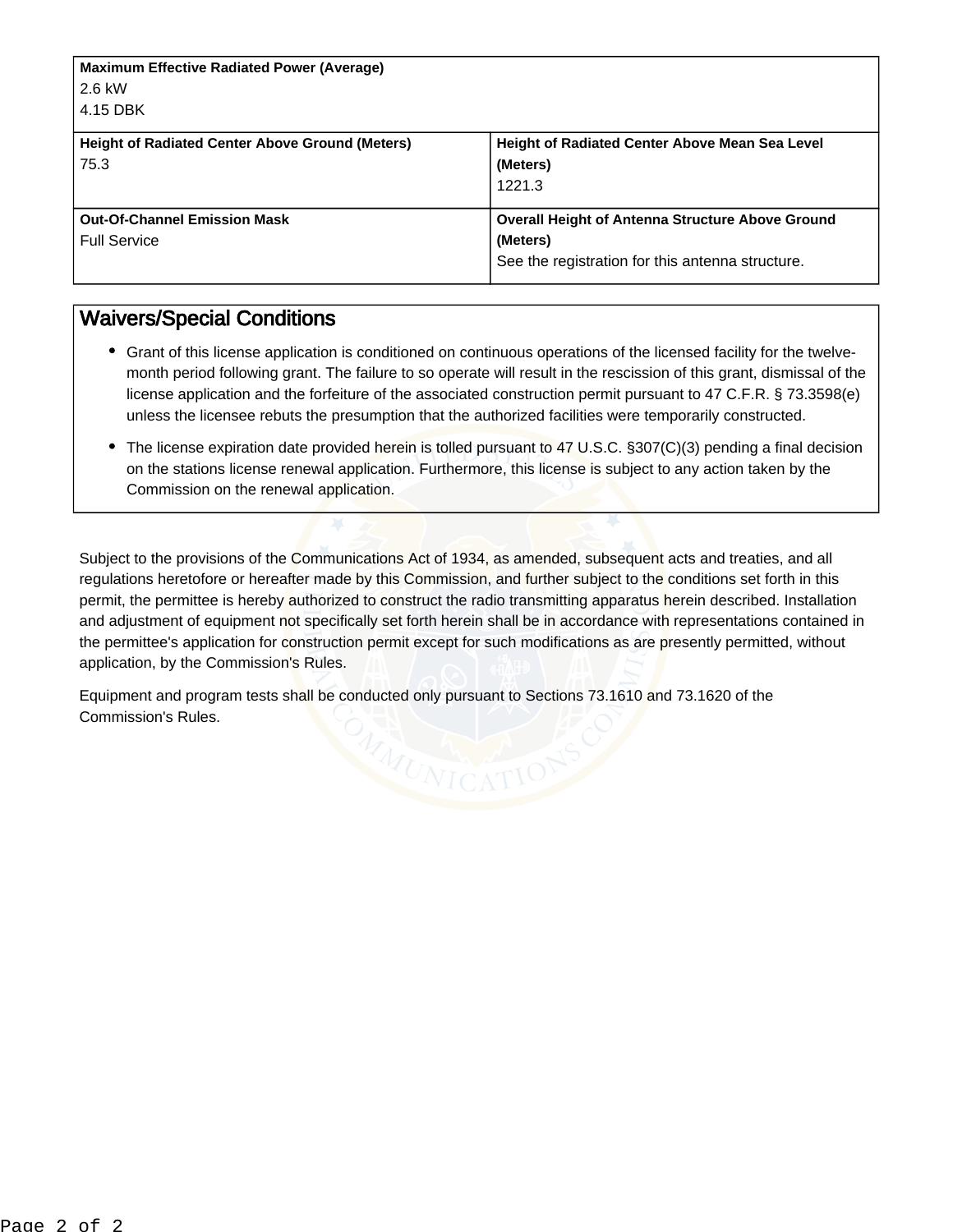| | |
|---|---|
| **Maximum Effective Radiated Power (Average)**<br>2.6 kW<br>4.15 DBK | |
| **Height of Radiated Center Above Ground (Meters)**<br>75.3 | **Height of Radiated Center Above Mean Sea Level (Meters)**<br>1221.3 |
| **Out-Of-Channel Emission Mask**<br>Full Service | **Overall Height of Antenna Structure Above Ground (Meters)**<br>See the registration for this antenna structure. |

## Waivers/Special Conditions

- Grant of this license application is conditioned on continuous operations of the licensed facility for the twelve-month period following grant. The failure to so operate will result in the rescission of this grant, dismissal of the license application and the forfeiture of the associated construction permit pursuant to 47 C.F.R. § 73.3598(e) unless the licensee rebuts the presumption that the authorized facilities were temporarily constructed.
- The license expiration date provided herein is tolled pursuant to 47 U.S.C. §307(C)(3) pending a final decision on the stations license renewal application. Furthermore, this license is subject to any action taken by the Commission on the renewal application.

Subject to the provisions of the Communications Act of 1934, as amended, subsequent acts and treaties, and all regulations heretofore or hereafter made by this Commission, and further subject to the conditions set forth in this permit, the permittee is hereby authorized to construct the radio transmitting apparatus herein described. Installation and adjustment of equipment not specifically set forth herein shall be in accordance with representations contained in the permittee's application for construction permit except for such modifications as are presently permitted, without application, by the Commission's Rules.

Equipment and program tests shall be conducted only pursuant to Sections 73.1610 and 73.1620 of the Commission's Rules.